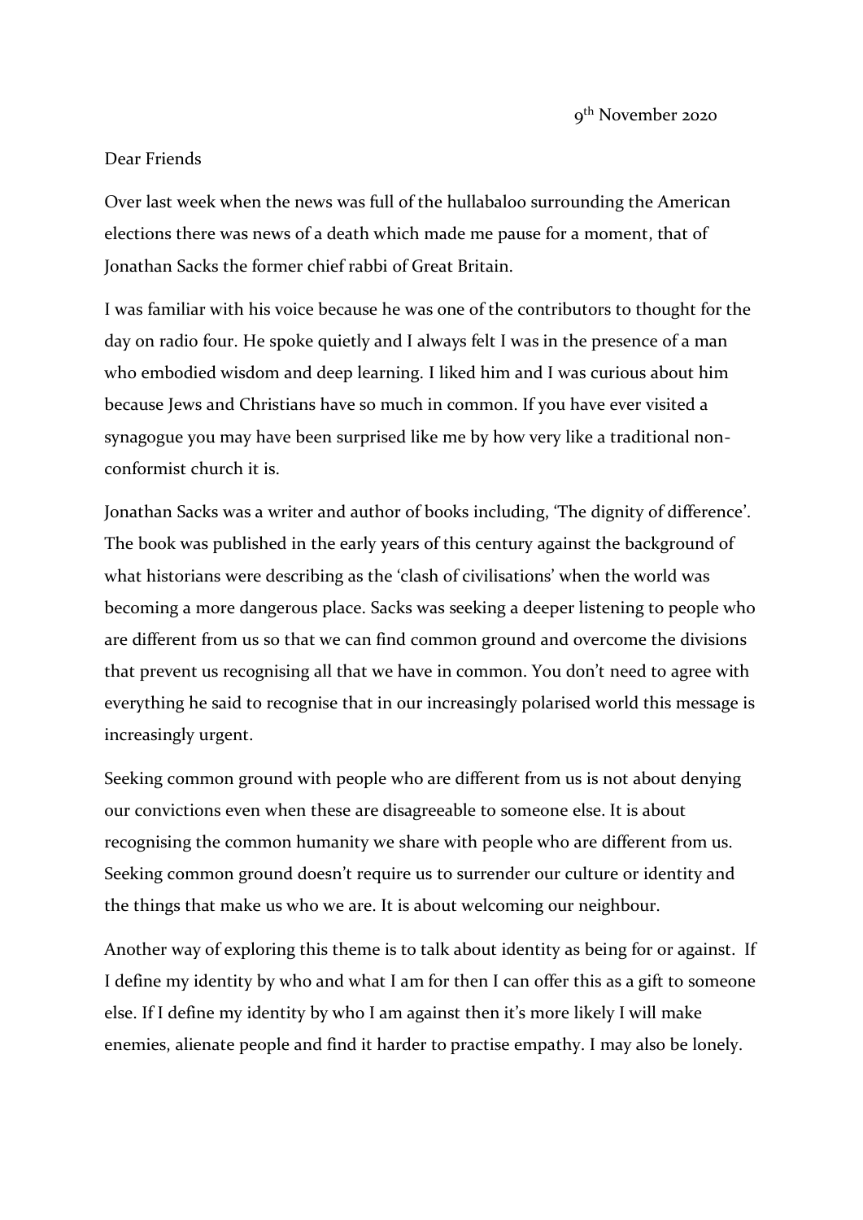9th November 2020

Dear Friends

Over last week when the news was full of the hullabaloo surrounding the American elections there was news of a death which made me pause for a moment, that of Jonathan Sacks the former chief rabbi of Great Britain.

I was familiar with his voice because he was one of the contributors to thought for the day on radio four. He spoke quietly and I always felt I was in the presence of a man who embodied wisdom and deep learning. I liked him and I was curious about him because Jews and Christians have so much in common. If you have ever visited a synagogue you may have been surprised like me by how very like a traditional non-conformist church it is.

Jonathan Sacks was a writer and author of books including, 'The dignity of difference'. The book was published in the early years of this century against the background of what historians were describing as the 'clash of civilisations' when the world was becoming a more dangerous place. Sacks was seeking a deeper listening to people who are different from us so that we can find common ground and overcome the divisions that prevent us recognising all that we have in common. You don't need to agree with everything he said to recognise that in our increasingly polarised world this message is increasingly urgent.

Seeking common ground with people who are different from us is not about denying our convictions even when these are disagreeable to someone else. It is about recognising the common humanity we share with people who are different from us. Seeking common ground doesn't require us to surrender our culture or identity and the things that make us who we are. It is about welcoming our neighbour.

Another way of exploring this theme is to talk about identity as being for or against. If I define my identity by who and what I am for then I can offer this as a gift to someone else. If I define my identity by who I am against then it's more likely I will make enemies, alienate people and find it harder to practise empathy. I may also be lonely.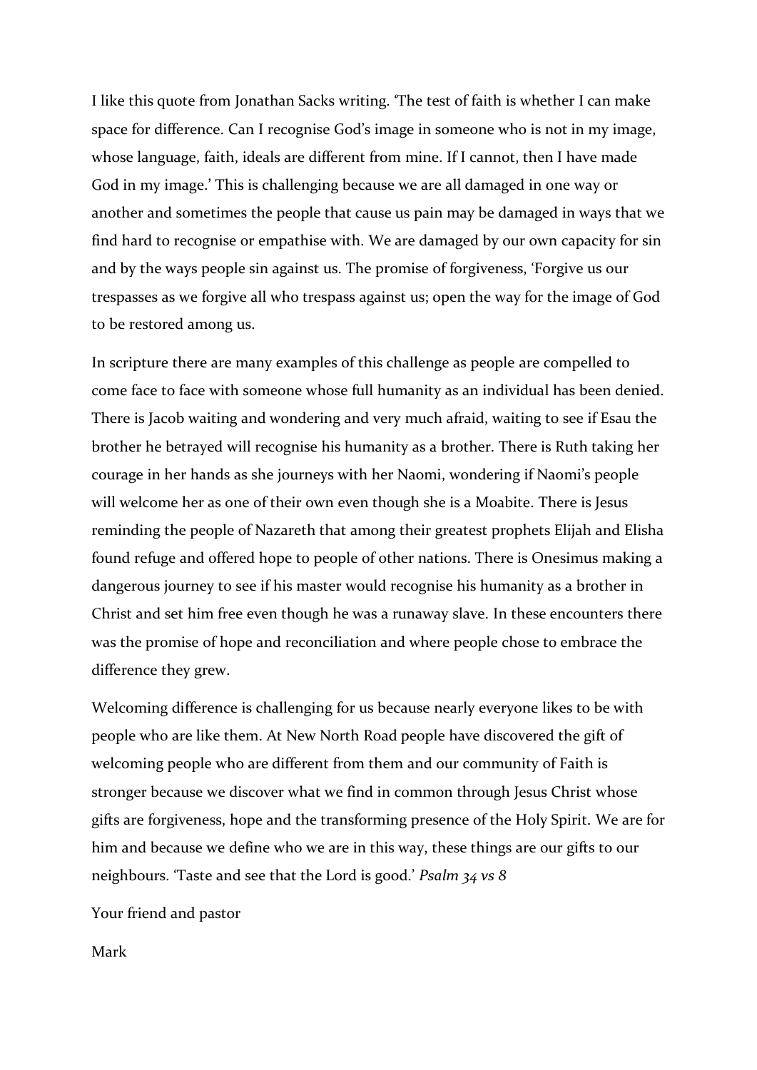I like this quote from Jonathan Sacks writing. 'The test of faith is whether I can make space for difference. Can I recognise God's image in someone who is not in my image, whose language, faith, ideals are different from mine. If I cannot, then I have made God in my image.' This is challenging because we are all damaged in one way or another and sometimes the people that cause us pain may be damaged in ways that we find hard to recognise or empathise with. We are damaged by our own capacity for sin and by the ways people sin against us. The promise of forgiveness, 'Forgive us our trespasses as we forgive all who trespass against us; open the way for the image of God to be restored among us.

In scripture there are many examples of this challenge as people are compelled to come face to face with someone whose full humanity as an individual has been denied. There is Jacob waiting and wondering and very much afraid, waiting to see if Esau the brother he betrayed will recognise his humanity as a brother. There is Ruth taking her courage in her hands as she journeys with her Naomi, wondering if Naomi's people will welcome her as one of their own even though she is a Moabite. There is Jesus reminding the people of Nazareth that among their greatest prophets Elijah and Elisha found refuge and offered hope to people of other nations. There is Onesimus making a dangerous journey to see if his master would recognise his humanity as a brother in Christ and set him free even though he was a runaway slave. In these encounters there was the promise of hope and reconciliation and where people chose to embrace the difference they grew.

Welcoming difference is challenging for us because nearly everyone likes to be with people who are like them. At New North Road people have discovered the gift of welcoming people who are different from them and our community of Faith is stronger because we discover what we find in common through Jesus Christ whose gifts are forgiveness, hope and the transforming presence of the Holy Spirit. We are for him and because we define who we are in this way, these things are our gifts to our neighbours. 'Taste and see that the Lord is good.' *Psalm 34 vs 8*

Your friend and pastor

Mark